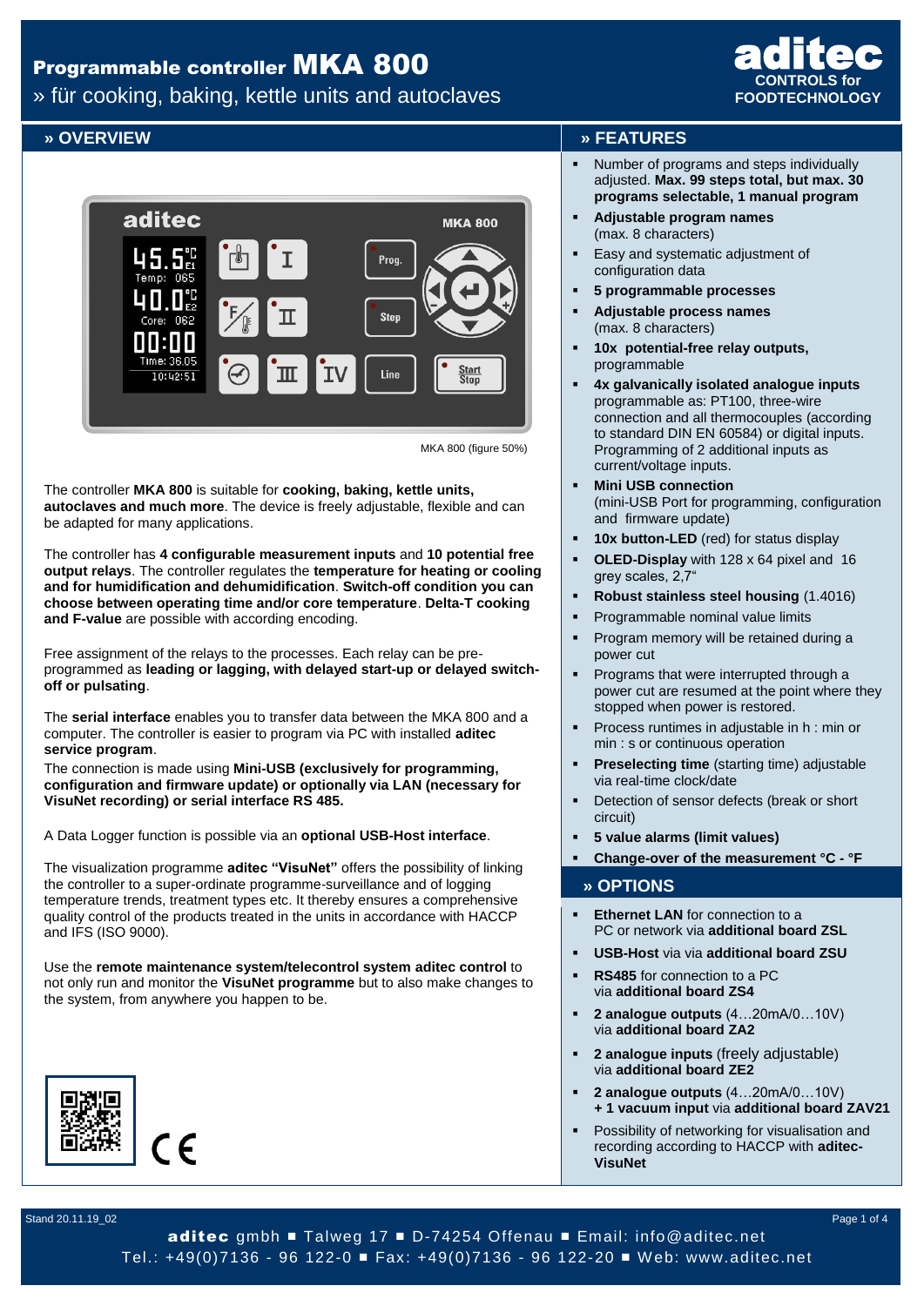# Programmable controller MKA 800

» für cooking, baking, kettle units and autoclaves

**aditec**
CONTROLS for FOODTECHNOLOGY

## » OVERVIEW

MKA 800 (figure 50%)

The controller **MKA 800** is suitable for **cooking, baking, kettle units, autoclaves and much more**. The device is freely adjustable, flexible and can be adapted for many applications.

The controller has **4 configurable measurement inputs** and **10 potential free output relays**. The controller regulates the **temperature for heating or cooling and for humidification and dehumidification**. **Switch-off condition you can choose between operating time and/or core temperature**. **Delta-T cooking and F-value** are possible with according encoding.

Free assignment of the relays to the processes. Each relay can be pre-programmed as **leading or lagging, with delayed start-up or delayed switch-off or pulsating**.

The **serial interface** enables you to transfer data between the MKA 800 and a computer. The controller is easier to program via PC with installed **aditec service program**.

The connection is made using **Mini-USB (exclusively for programming, configuration and firmware update) or optionally via LAN (necessary for VisuNet recording) or serial interface RS 485.**

A Data Logger function is possible via an **optional USB-Host interface**.

The visualization programme **aditec "VisuNet"** offers the possibility of linking the controller to a super-ordinate programme-surveillance and of logging temperature trends, treatment types etc. It thereby ensures a comprehensive quality control of the products treated in the units in accordance with HACCP and IFS (ISO 9000).

Use the **remote maintenance system/telecontrol system aditec control** to not only run and monitor the **VisuNet programme** but to also make changes to the system, from anywhere you happen to be.

CE

## » FEATURES

- Number of programs and steps individually adjusted. **Max. 99 steps total, but max. 30 programs selectable, 1 manual program**
- **Adjustable program names** (max. 8 characters)
- Easy and systematic adjustment of configuration data
- **5 programmable processes**
- **Adjustable process names** (max. 8 characters)
- **10x potential-free relay outputs,** programmable
- **4x galvanically isolated analogue inputs** programmable as: PT100, three-wire connection and all thermocouples (according to standard DIN EN 60584) or digital inputs. Programming of 2 additional inputs as current/voltage inputs.
- **Mini USB connection** (mini-USB Port for programming, configuration and firmware update)
- **10x button-LED** (red) for status display
- **OLED-Display** with 128 x 64 pixel and 16 grey scales, 2,7"
- **Robust stainless steel housing** (1.4016)
- Programmable nominal value limits
- Program memory will be retained during a power cut
- Programs that were interrupted through a power cut are resumed at the point where they stopped when power is restored.
- Process runtimes in adjustable in h : min or min : s or continuous operation
- **Preselecting time** (starting time) adjustable via real-time clock/date
- Detection of sensor defects (break or short circuit)
- **5 value alarms (limit values)**
- **Change-over of the measurement °C - °F**

## » OPTIONS

- **Ethernet LAN** for connection to a PC or network via **additional board ZSL**
- **USB-Host** via via **additional board ZSU**
- **RS485** for connection to a PC via **additional board ZS4**
- **2 analogue outputs** (4…20mA/0…10V) via **additional board ZA2**
- **2 analogue inputs** (freely adjustable) via **additional board ZE2**
- **2 analogue outputs** (4…20mA/0…10V) **+ 1 vacuum input** via **additional board ZAV21**
- Possibility of networking for visualisation and recording according to HACCP with **aditec-VisuNet**

Stand 20.11.19_02

**aditec** gmbh ■ Talweg 17 ■ D-74254 Offenau ■ Email: info@aditec.net
Tel.: +49(0)7136 - 96 122-0 ■ Fax: +49(0)7136 - 96 122-20 ■ Web: www.aditec.net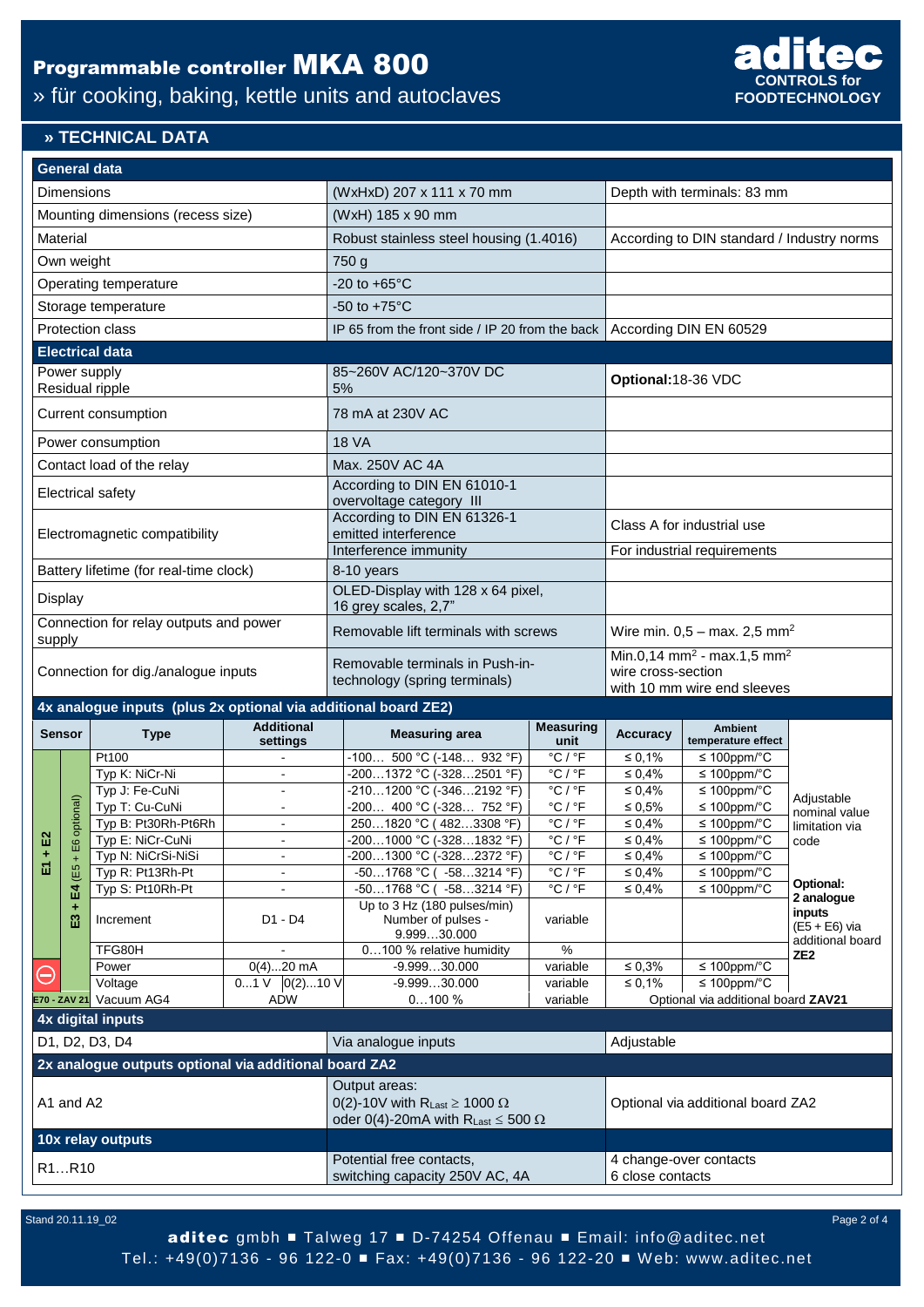# Programmable controller MKA 800

» für cooking, baking, kettle units and autoclaves

**aditec** CONTROLS for FOODTECHNOLOGY

## » TECHNICAL DATA

| **General data** | | |
|---|---|---|
| Dimensions | (WxHxD) 207 x 111 x 70 mm | Depth with terminals: 83 mm |
| Mounting dimensions (recess size) | (WxH) 185 x 90 mm | |
| Material | Robust stainless steel housing (1.4016) | According to DIN standard / Industry norms |
| Own weight | 750 g | |
| Operating temperature | -20 to +65°C | |
| Storage temperature | -50 to +75°C | |
| Protection class | IP 65 from the front side / IP 20 from the back | According DIN EN 60529 |
| **Electrical data** | | |
| Power supply<br>Residual ripple | 85~260V AC/120~370V DC<br>5% | **Optional:** 18-36 VDC |
| Current consumption | 78 mA at 230V AC | |
| Power consumption | 18 VA | |
| Contact load of the relay | Max. 250V AC 4A | |
| Electrical safety | According to DIN EN 61010-1<br>overvoltage category III | |
| Electromagnetic compatibility | According to DIN EN 61326-1<br>emitted interference | Class A for industrial use |
| | Interference immunity | For industrial requirements |
| Battery lifetime (for real-time clock) | 8-10 years | |
| Display | OLED-Display with 128 x 64 pixel,<br>16 grey scales, 2,7" | |
| Connection for relay outputs and power supply | Removable lift terminals with screws | Wire min. 0,5 – max. 2,5 mm² |
| Connection for dig./analogue inputs | Removable terminals in Push-in-technology (spring terminals) | Min.0,14 mm² - max.1,5 mm² wire cross-section<br>with 10 mm wire end sleeves |

**4x analogue inputs (plus 2x optional via additional board ZE2)**

| Sensor | | Type | Additional settings | Measuring area | Measuring unit | Accuracy | Ambient temperature effect | |
|---|---|---|---|---|---|---|---|---|
| E1 + E2 | E3 + E4 (E5 + E6 optional) | Pt100 | - | -100… 500 °C (-148… 932 °F) | °C / °F | ≤ 0,1% | ≤ 100ppm/°C | Adjustable nominal value limitation via code |
| | | Typ K: NiCr-Ni | - | -200…1372 °C (-328…2501 °F) | °C / °F | ≤ 0,4% | ≤ 100ppm/°C | |
| | | Typ J: Fe-CuNi | - | -210…1200 °C (-346…2192 °F) | °C / °F | ≤ 0,4% | ≤ 100ppm/°C | |
| | | Typ T: Cu-CuNi | - | -200… 400 °C (-328… 752 °F) | °C / °F | ≤ 0,5% | ≤ 100ppm/°C | |
| | | Typ B: Pt30Rh-Pt6Rh | - | 250…1820 °C ( 482…3308 °F) | °C / °F | ≤ 0,4% | ≤ 100ppm/°C | |
| | | Typ E: NiCr-CuNi | - | -200…1000 °C (-328…1832 °F) | °C / °F | ≤ 0,4% | ≤ 100ppm/°C | |
| | | Typ N: NiCrSi-NiSi | - | -200…1300 °C (-328…2372 °F) | °C / °F | ≤ 0,4% | ≤ 100ppm/°C | |
| | | Typ R: Pt13Rh-Pt | - | -50…1768 °C ( -58…3214 °F) | °C / °F | ≤ 0,4% | ≤ 100ppm/°C | **Optional: 2 analogue inputs** (E5 + E6) via additional board **ZE2** |
| | | Typ S: Pt10Rh-Pt | - | -50…1768 °C ( -58…3214 °F) | °C / °F | ≤ 0,4% | ≤ 100ppm/°C | |
| | | Increment | D1 - D4 | Up to 3 Hz (180 pulses/min) Number of pulses - 9.999…30.000 | variable | | | |
| | | TFG80H | - | 0…100 % relative humidity | % | | | |
| ⊖ | | Power | 0(4)…20 mA | -9.999…30.000 | variable | ≤ 0,3% | ≤ 100ppm/°C | |
| | | Voltage | 0…1 V / 0(2)…10 V | -9.999…30.000 | variable | ≤ 0,1% | ≤ 100ppm/°C | |
| E70 - ZAV 21 | | Vacuum AG4 | ADW | 0…100 % | variable | Optional via additional board **ZAV21** | | |

| **4x digital inputs** | | |
|---|---|---|
| D1, D2, D3, D4 | Via analogue inputs | Adjustable |
| **2x analogue outputs optional via additional board ZA2** | | |
| A1 and A2 | Output areas:<br>0(2)-10V with $R_{Last} \geq 1000\ \Omega$<br>oder 0(4)-20mA with $R_{Last} \leq 500\ \Omega$ | Optional via additional board ZA2 |
| **10x relay outputs** | | |
| R1…R10 | Potential free contacts,<br>switching capacity 250V AC, 4A | 4 change-over contacts<br>6 close contacts |

Stand 20.11.19_02

**aditec** gmbh ■ Talweg 17 ■ D-74254 Offenau ■ Email: info@aditec.net
Tel.: +49(0)7136 - 96 122-0 ■ Fax: +49(0)7136 - 96 122-20 ■ Web: www.aditec.net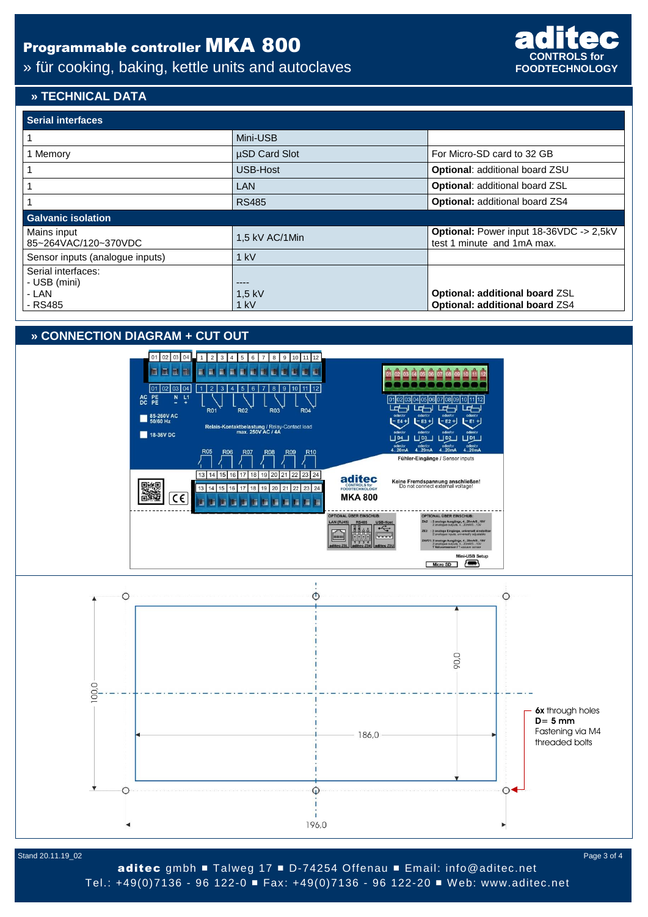# Programmable controller MKA 800

» für cooking, baking, kettle units and autoclaves

## » TECHNICAL DATA

| Serial interfaces | | |
|---|---|---|
| 1 | Mini-USB | |
| 1 Memory | µSD Card Slot | For Micro-SD card to 32 GB |
| 1 | USB-Host | **Optional**: additional board ZSU |
| 1 | LAN | **Optional**: additional board ZSL |
| 1 | RS485 | **Optional:** additional board ZS4 |
| **Galvanic isolation** | | |
| Mains input 85~264VAC/120~370VDC | 1,5 kV AC/1Min | **Optional:** Power input 18-36VDC -> 2,5kV test 1 minute and 1mA max. |
| Sensor inputs (analogue inputs) | 1 kV | |
| Serial interfaces:<br>- USB (mini)<br>- LAN<br>- RS485 | <br>----<br>1,5 kV<br>1 kV | <br><br>**Optional: additional board** ZSL<br>**Optional: additional board** ZS4 |

## » CONNECTION DIAGRAM + CUT OUT

6x through holes
D= 5 mm
Fastening via M4 threaded bolts

Stand 20.11.19_02

**aditec** gmbh ■ Talweg 17 ■ D-74254 Offenau ■ Email: info@aditec.net
Tel.: +49(0)7136 - 96 122-0 ■ Fax: +49(0)7136 - 96 122-20 ■ Web: www.aditec.net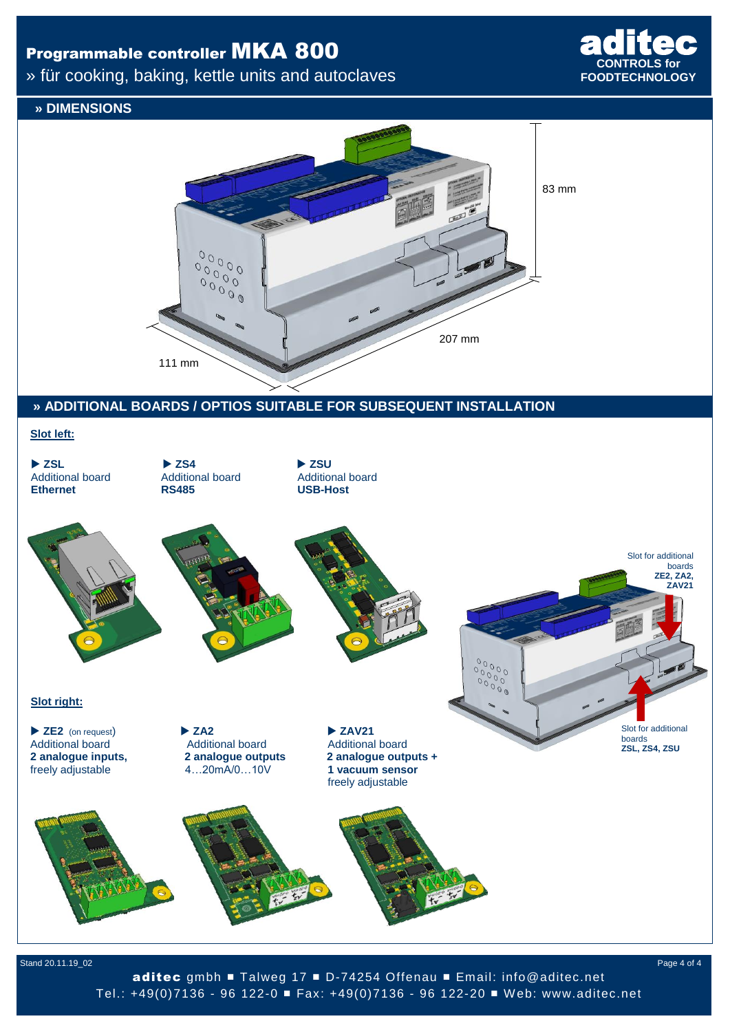# Programmable controller MKA 800

» für cooking, baking, kettle units and autoclaves

aditec
CONTROLS for FOODTECHNOLOGY

## » DIMENSIONS

83 mm

207 mm

111 mm

## » ADDITIONAL BOARDS / OPTIOS SUITABLE FOR SUBSEQUENT INSTALLATION

**Slot left:**

▶ **ZSL**
Additional board
**Ethernet**

▶ **ZS4**
Additional board
**RS485**

▶ **ZSU**
Additional board
**USB-Host**

Slot for additional boards
**ZE2, ZA2, ZAV21**

Slot for additional boards
**ZSL, ZS4, ZSU**

**Slot right:**

▶ **ZE2** (on request)
Additional board
**2 analogue inputs,**
freely adjustable

▶ **ZA2**
Additional board
**2 analogue outputs**
4…20mA/0…10V

▶ **ZAV21**
Additional board
**2 analogue outputs +**
**1 vacuum sensor**
freely adjustable

Stand 20.11.19_02

**aditec** gmbh ■ Talweg 17 ■ D-74254 Offenau ■ Email: info@aditec.net
Tel.: +49(0)7136 - 96 122-0 ■ Fax: +49(0)7136 - 96 122-20 ■ Web: www.aditec.net